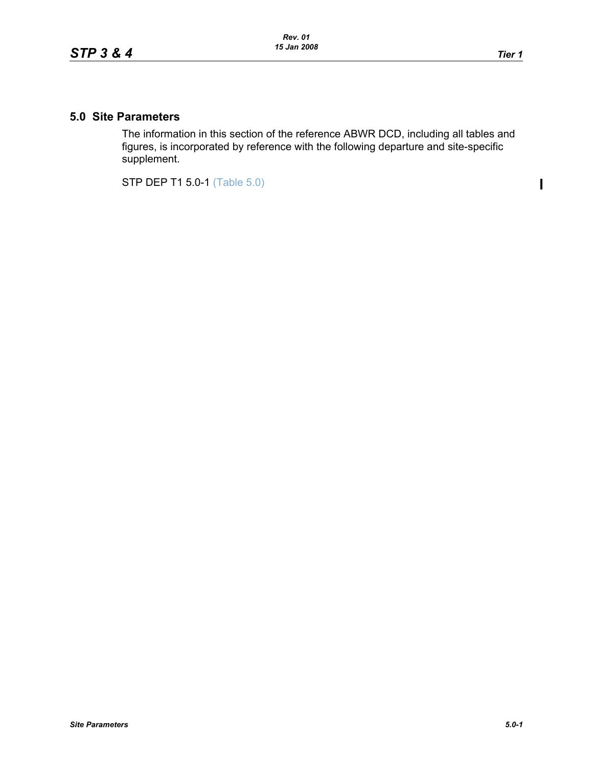# 5.0 Site Parameters

The information in this section of the reference ABWR DCD, including all tables and figures, is incorporated by reference with the following departure and site-specific supplement.

STP DEP T1 5.0-1 (Table 5.0)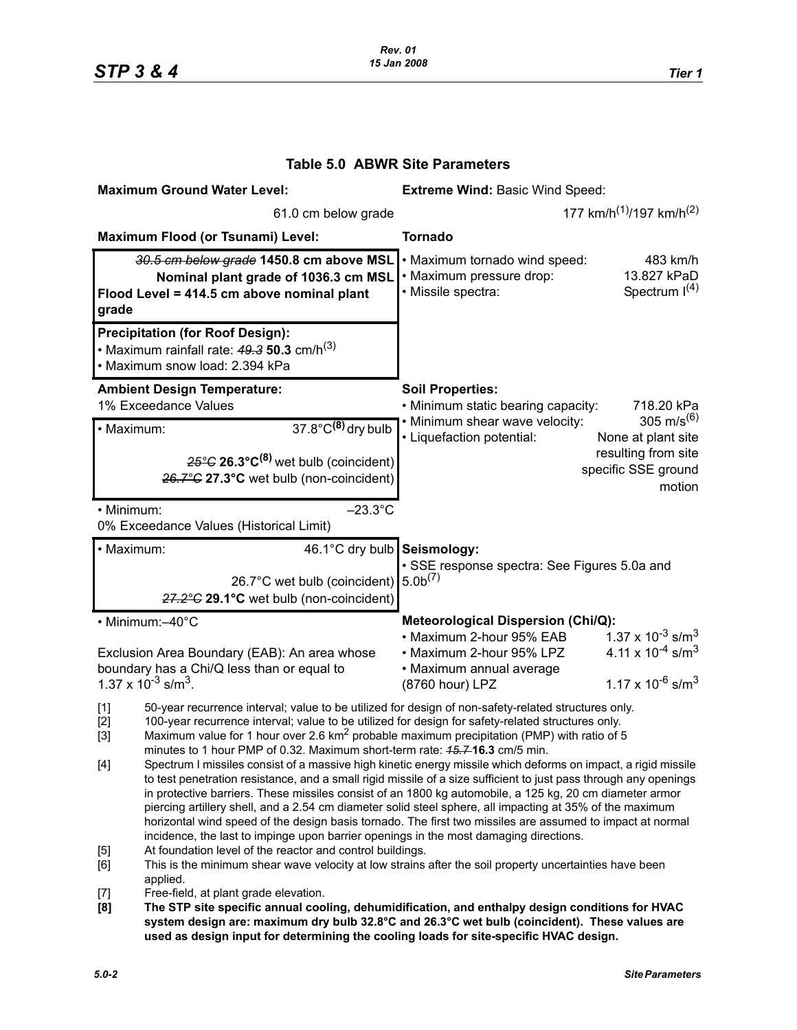## Table 5.0 ABWR Site Parameters

**Maximum Ground Water Level:**

61.0 cm below grade

**Maximum Flood (or Tsunami) Level:**

~~*30.5 cm below grade*~~ **1450.8 cm above MSL**
**Nominal plant grade of 1036.3 cm MSL**
**Flood Level = 414.5 cm above nominal plant grade**

**Precipitation (for Roof Design):**

- Maximum rainfall rate: ~~*49.3*~~ **50.3** cm/h[3]
- Maximum snow load: 2.394 kPa

**Ambient Design Temperature:**

1% Exceedance Values

- Maximum: 37.8°C[8] dry bulb

  ~~*25°C*~~ **26.3°C[8]** wet bulb (coincident)
  ~~*26.7°C*~~ **27.3°C** wet bulb (non-coincident)

- Minimum: –23.3°C

0% Exceedance Values (Historical Limit)

- Maximum: 46.1°C dry bulb

  26.7°C wet bulb (coincident)
  ~~*27.2°C*~~ **29.1°C** wet bulb (non-coincident)

- Minimum: –40°C

Exclusion Area Boundary (EAB): An area whose boundary has a Chi/Q less than or equal to $1.37 \times 10^{-3}$ s/m$^3$.

**Extreme Wind:** Basic Wind Speed:

177 km/h[1]/197 km/h[2]

**Tornado**

- Maximum tornado wind speed: 483 km/h
- Maximum pressure drop: 13.827 kPaD
- Missile spectra: Spectrum I[4]

**Soil Properties:**

- Minimum static bearing capacity: 718.20 kPa
- Minimum shear wave velocity: 305 m/s[6]
- Liquefaction potential: None at plant site resulting from site specific SSE ground motion

**Seismology:**

- SSE response spectra: See Figures 5.0a and 5.0b[7]

**Meteorological Dispersion (Chi/Q):**

- Maximum 2-hour 95% EAB $1.37 \times 10^{-3}$ s/m$^3$
- Maximum 2-hour 95% LPZ $4.11 \times 10^{-4}$ s/m$^3$
- Maximum annual average (8760 hour) LPZ $1.17 \times 10^{-6}$ s/m$^3$

[1] 50-year recurrence interval; value to be utilized for design of non-safety-related structures only.

[2] 100-year recurrence interval; value to be utilized for design for safety-related structures only.

[3] Maximum value for 1 hour over 2.6 km$^2$ probable maximum precipitation (PMP) with ratio of 5 minutes to 1 hour PMP of 0.32. Maximum short-term rate: ~~*15.7*~~ **16.3** cm/5 min.

[4] Spectrum I missiles consist of a massive high kinetic energy missile which deforms on impact, a rigid missile to test penetration resistance, and a small rigid missile of a size sufficient to just pass through any openings in protective barriers. These missiles consist of an 1800 kg automobile, a 125 kg, 20 cm diameter armor piercing artillery shell, and a 2.54 cm diameter solid steel sphere, all impacting at 35% of the maximum horizontal wind speed of the design basis tornado. The first two missiles are assumed to impact at normal incidence, the last to impinge upon barrier openings in the most damaging directions.

[5] At foundation level of the reactor and control buildings.

[6] This is the minimum shear wave velocity at low strains after the soil property uncertainties have been applied.

[7] Free-field, at plant grade elevation.

**[8] The STP site specific annual cooling, dehumidification, and enthalpy design conditions for HVAC system design are: maximum dry bulb 32.8°C and 26.3°C wet bulb (coincident). These values are used as design input for determining the cooling loads for site-specific HVAC design.**